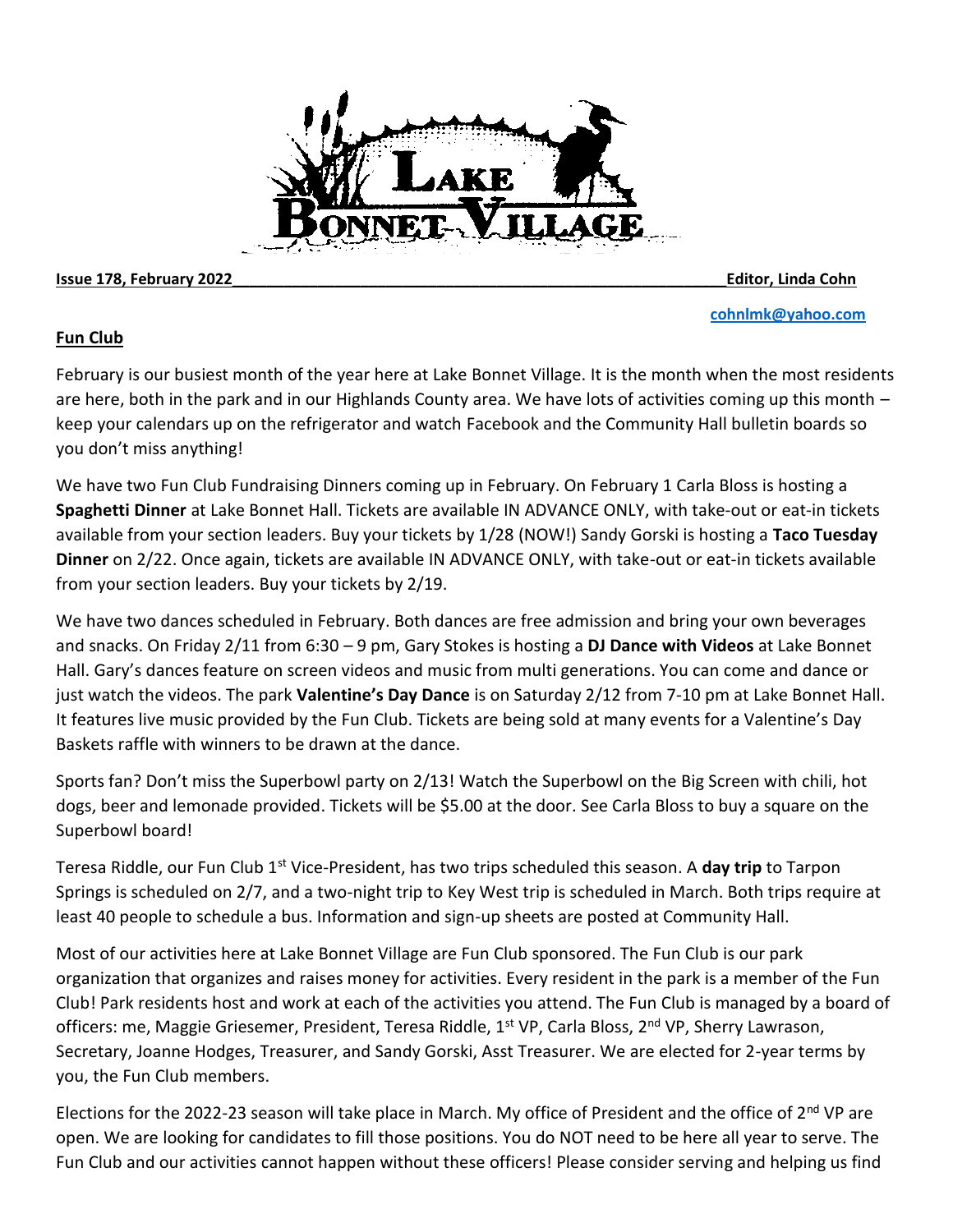# Lake Bonnet Village

**Issue 178, February 2022** **Editor, Linda Cohn**

**cohnlmk@yahoo.com**

## Fun Club

February is our busiest month of the year here at Lake Bonnet Village. It is the month when the most residents are here, both in the park and in our Highlands County area. We have lots of activities coming up this month – keep your calendars up on the refrigerator and watch Facebook and the Community Hall bulletin boards so you don't miss anything!

We have two Fun Club Fundraising Dinners coming up in February. On February 1 Carla Bloss is hosting a **Spaghetti Dinner** at Lake Bonnet Hall. Tickets are available IN ADVANCE ONLY, with take-out or eat-in tickets available from your section leaders. Buy your tickets by 1/28 (NOW!) Sandy Gorski is hosting a **Taco Tuesday Dinner** on 2/22. Once again, tickets are available IN ADVANCE ONLY, with take-out or eat-in tickets available from your section leaders. Buy your tickets by 2/19.

We have two dances scheduled in February. Both dances are free admission and bring your own beverages and snacks. On Friday 2/11 from 6:30 – 9 pm, Gary Stokes is hosting a **DJ Dance with Videos** at Lake Bonnet Hall. Gary's dances feature on screen videos and music from multi generations. You can come and dance or just watch the videos. The park **Valentine's Day Dance** is on Saturday 2/12 from 7-10 pm at Lake Bonnet Hall. It features live music provided by the Fun Club. Tickets are being sold at many events for a Valentine's Day Baskets raffle with winners to be drawn at the dance.

Sports fan? Don't miss the Superbowl party on 2/13! Watch the Superbowl on the Big Screen with chili, hot dogs, beer and lemonade provided. Tickets will be $5.00 at the door. See Carla Bloss to buy a square on the Superbowl board!

Teresa Riddle, our Fun Club 1st Vice-President, has two trips scheduled this season. A **day trip** to Tarpon Springs is scheduled on 2/7, and a two-night trip to Key West trip is scheduled in March. Both trips require at least 40 people to schedule a bus. Information and sign-up sheets are posted at Community Hall.

Most of our activities here at Lake Bonnet Village are Fun Club sponsored. The Fun Club is our park organization that organizes and raises money for activities. Every resident in the park is a member of the Fun Club! Park residents host and work at each of the activities you attend. The Fun Club is managed by a board of officers: me, Maggie Griesemer, President, Teresa Riddle, 1st VP, Carla Bloss, 2nd VP, Sherry Lawrason, Secretary, Joanne Hodges, Treasurer, and Sandy Gorski, Asst Treasurer. We are elected for 2-year terms by you, the Fun Club members.

Elections for the 2022-23 season will take place in March. My office of President and the office of 2nd VP are open. We are looking for candidates to fill those positions. You do NOT need to be here all year to serve. The Fun Club and our activities cannot happen without these officers! Please consider serving and helping us find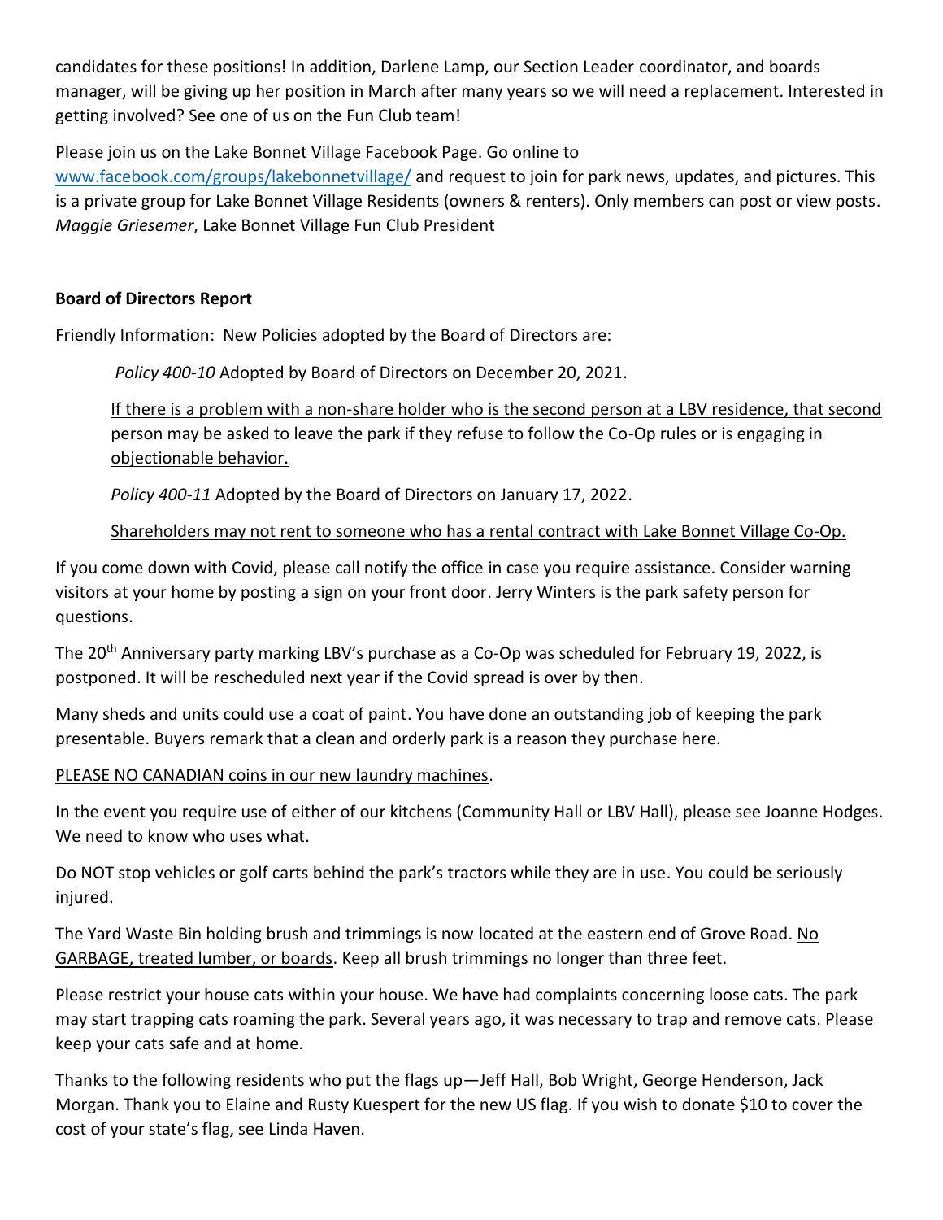candidates for these positions! In addition, Darlene Lamp, our Section Leader coordinator, and boards manager, will be giving up her position in March after many years so we will need a replacement. Interested in getting involved? See one of us on the Fun Club team!

Please join us on the Lake Bonnet Village Facebook Page. Go online to [www.facebook.com/groups/lakebonnetvillage/](www.facebook.com/groups/lakebonnetvillage/) and request to join for park news, updates, and pictures. This is a private group for Lake Bonnet Village Residents (owners & renters). Only members can post or view posts. *Maggie Griesemer*, Lake Bonnet Village Fun Club President

**Board of Directors Report**

Friendly Information: New Policies adopted by the Board of Directors are:

> *Policy 400-10* Adopted by Board of Directors on December 20, 2021.
>
> <u>If there is a problem with a non-share holder who is the second person at a LBV residence, that second person may be asked to leave the park if they refuse to follow the Co-Op rules or is engaging in objectionable behavior.</u>
>
> *Policy 400-11* Adopted by the Board of Directors on January 17, 2022.
>
> <u>Shareholders may not rent to someone who has a rental contract with Lake Bonnet Village Co-Op.</u>

If you come down with Covid, please call notify the office in case you require assistance. Consider warning visitors at your home by posting a sign on your front door. Jerry Winters is the park safety person for questions.

The 20th Anniversary party marking LBV's purchase as a Co-Op was scheduled for February 19, 2022, is postponed. It will be rescheduled next year if the Covid spread is over by then.

Many sheds and units could use a coat of paint. You have done an outstanding job of keeping the park presentable. Buyers remark that a clean and orderly park is a reason they purchase here.

<u>PLEASE NO CANADIAN coins in our new laundry machines</u>.

In the event you require use of either of our kitchens (Community Hall or LBV Hall), please see Joanne Hodges. We need to know who uses what.

Do NOT stop vehicles or golf carts behind the park's tractors while they are in use. You could be seriously injured.

The Yard Waste Bin holding brush and trimmings is now located at the eastern end of Grove Road. <u>No GARBAGE, treated lumber, or boards</u>. Keep all brush trimmings no longer than three feet.

Please restrict your house cats within your house. We have had complaints concerning loose cats. The park may start trapping cats roaming the park. Several years ago, it was necessary to trap and remove cats. Please keep your cats safe and at home.

Thanks to the following residents who put the flags up—Jeff Hall, Bob Wright, George Henderson, Jack Morgan. Thank you to Elaine and Rusty Kuespert for the new US flag. If you wish to donate $10 to cover the cost of your state's flag, see Linda Haven.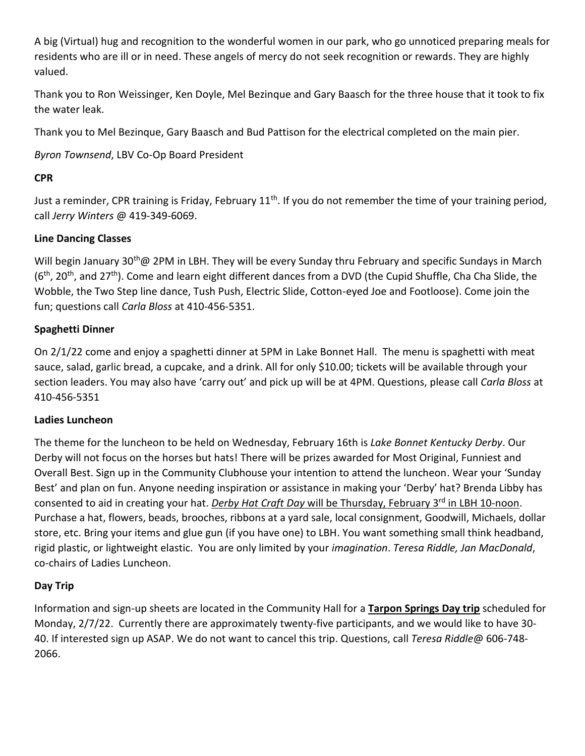A big (Virtual) hug and recognition to the wonderful women in our park, who go unnoticed preparing meals for residents who are ill or in need. These angels of mercy do not seek recognition or rewards. They are highly valued.

Thank you to Ron Weissinger, Ken Doyle, Mel Bezinque and Gary Baasch for the three house that it took to fix the water leak.

Thank you to Mel Bezinque, Gary Baasch and Bud Pattison for the electrical completed on the main pier.

*Byron Townsend*, LBV Co-Op Board President

**CPR**

Just a reminder, CPR training is Friday, February 11th. If you do not remember the time of your training period, call *Jerry Winters* @ 419-349-6069.

**Line Dancing Classes**

Will begin January 30th@ 2PM in LBH. They will be every Sunday thru February and specific Sundays in March (6th, 20th, and 27th). Come and learn eight different dances from a DVD (the Cupid Shuffle, Cha Cha Slide, the Wobble, the Two Step line dance, Tush Push, Electric Slide, Cotton-eyed Joe and Footloose). Come join the fun; questions call *Carla Bloss* at 410-456-5351.

**Spaghetti Dinner**

On 2/1/22 come and enjoy a spaghetti dinner at 5PM in Lake Bonnet Hall. The menu is spaghetti with meat sauce, salad, garlic bread, a cupcake, and a drink. All for only $10.00; tickets will be available through your section leaders. You may also have 'carry out' and pick up will be at 4PM. Questions, please call *Carla Bloss* at 410-456-5351

**Ladies Luncheon**

The theme for the luncheon to be held on Wednesday, February 16th is *Lake Bonnet Kentucky Derby*. Our Derby will not focus on the horses but hats! There will be prizes awarded for Most Original, Funniest and Overall Best. Sign up in the Community Clubhouse your intention to attend the luncheon. Wear your 'Sunday Best' and plan on fun. Anyone needing inspiration or assistance in making your 'Derby' hat? Brenda Libby has consented to aid in creating your hat. <u>*Derby Hat Craft Day* will be Thursday, February 3rd in LBH 10-noon</u>. Purchase a hat, flowers, beads, brooches, ribbons at a yard sale, local consignment, Goodwill, Michaels, dollar store, etc. Bring your items and glue gun (if you have one) to LBH. You want something small think headband, rigid plastic, or lightweight elastic. You are only limited by your *imagination*. *Teresa Riddle, Jan MacDonald*, co-chairs of Ladies Luncheon.

**Day Trip**

Information and sign-up sheets are located in the Community Hall for a **<u>Tarpon Springs Day trip</u>** scheduled for Monday, 2/7/22. Currently there are approximately twenty-five participants, and we would like to have 30-40. If interested sign up ASAP. We do not want to cancel this trip. Questions, call *Teresa Riddle*@ 606-748-2066.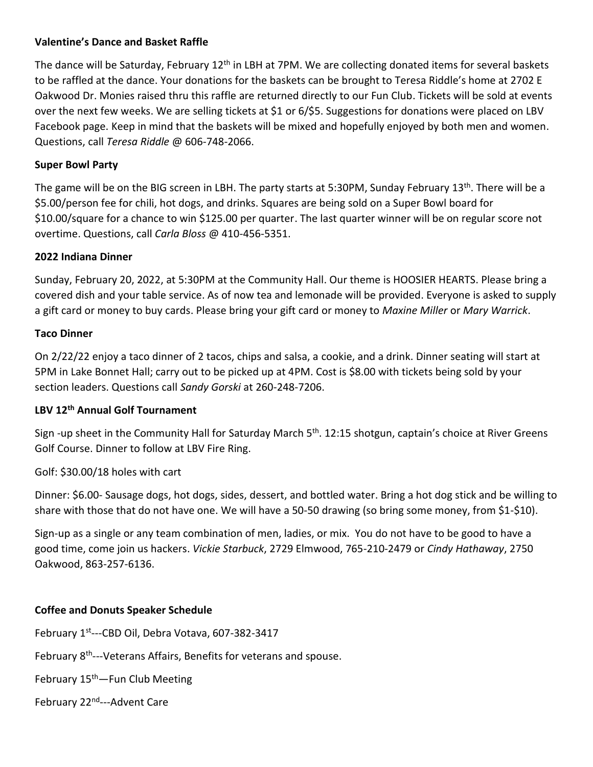**Valentine's Dance and Basket Raffle**

The dance will be Saturday, February 12th in LBH at 7PM. We are collecting donated items for several baskets to be raffled at the dance. Your donations for the baskets can be brought to Teresa Riddle's home at 2702 E Oakwood Dr. Monies raised thru this raffle are returned directly to our Fun Club. Tickets will be sold at events over the next few weeks. We are selling tickets at $1 or 6/$5. Suggestions for donations were placed on LBV Facebook page. Keep in mind that the baskets will be mixed and hopefully enjoyed by both men and women. Questions, call *Teresa Riddle* @ 606-748-2066.

**Super Bowl Party**

The game will be on the BIG screen in LBH. The party starts at 5:30PM, Sunday February 13th. There will be a $5.00/person fee for chili, hot dogs, and drinks. Squares are being sold on a Super Bowl board for $10.00/square for a chance to win $125.00 per quarter. The last quarter winner will be on regular score not overtime. Questions, call *Carla Bloss* @ 410-456-5351.

**2022 Indiana Dinner**

Sunday, February 20, 2022, at 5:30PM at the Community Hall. Our theme is HOOSIER HEARTS. Please bring a covered dish and your table service. As of now tea and lemonade will be provided. Everyone is asked to supply a gift card or money to buy cards. Please bring your gift card or money to *Maxine Miller* or *Mary Warrick*.

**Taco Dinner**

On 2/22/22 enjoy a taco dinner of 2 tacos, chips and salsa, a cookie, and a drink. Dinner seating will start at 5PM in Lake Bonnet Hall; carry out to be picked up at 4PM. Cost is $8.00 with tickets being sold by your section leaders. Questions call *Sandy Gorski* at 260-248-7206.

**LBV 12th Annual Golf Tournament**

Sign -up sheet in the Community Hall for Saturday March 5th. 12:15 shotgun, captain's choice at River Greens Golf Course. Dinner to follow at LBV Fire Ring.

Golf: $30.00/18 holes with cart

Dinner: $6.00- Sausage dogs, hot dogs, sides, dessert, and bottled water. Bring a hot dog stick and be willing to share with those that do not have one. We will have a 50-50 drawing (so bring some money, from $1-$10).

Sign-up as a single or any team combination of men, ladies, or mix. You do not have to be good to have a good time, come join us hackers. *Vickie Starbuck*, 2729 Elmwood, 765-210-2479 or *Cindy Hathaway*, 2750 Oakwood, 863-257-6136.

**Coffee and Donuts Speaker Schedule**

February 1st---CBD Oil, Debra Votava, 607-382-3417

February 8th---Veterans Affairs, Benefits for veterans and spouse.

February 15th—Fun Club Meeting

February 22nd---Advent Care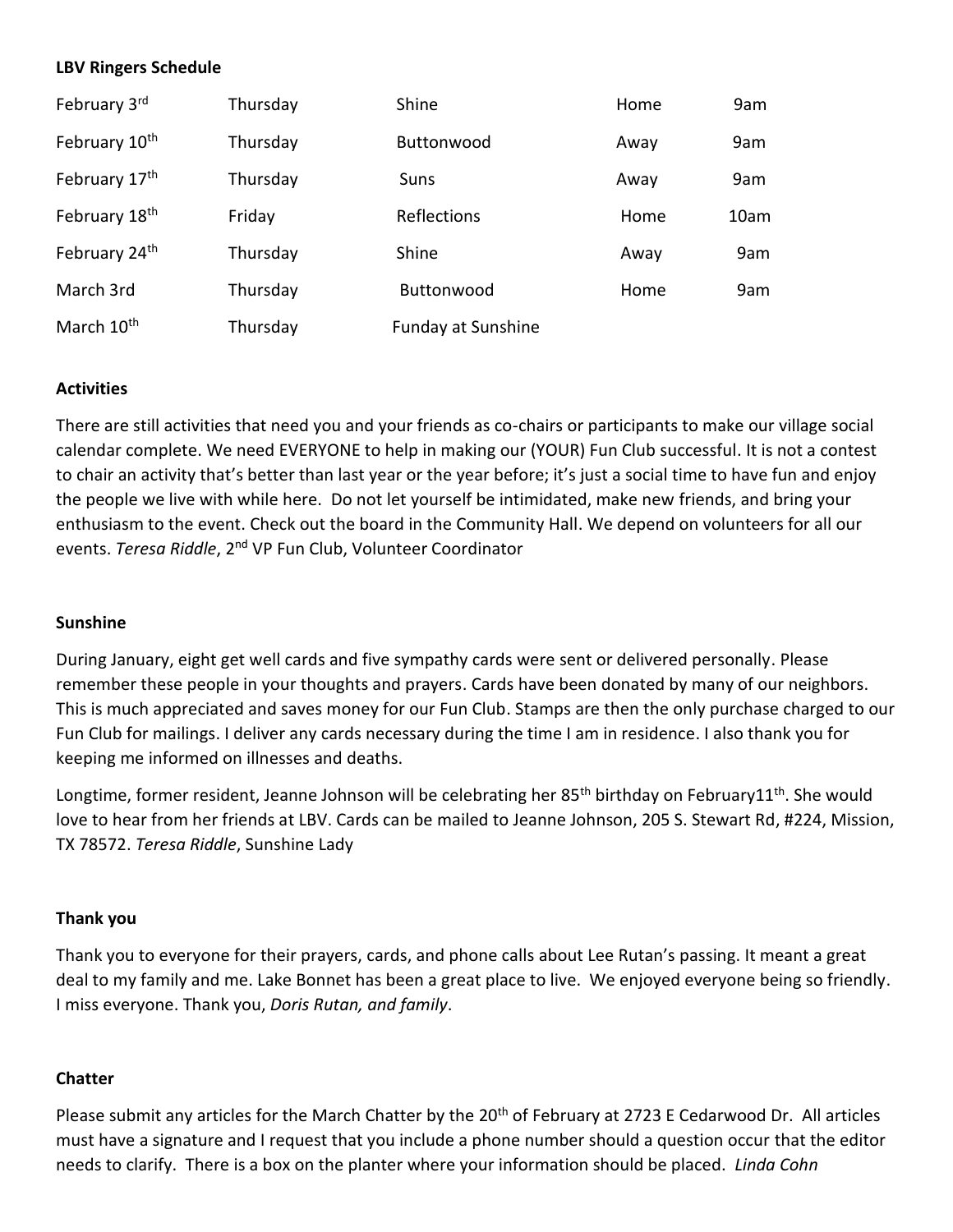**LBV Ringers Schedule**

| | | | | |
|---|---|---|---|---|
| February 3rd | Thursday | Shine | Home | 9am |
| February 10th | Thursday | Buttonwood | Away | 9am |
| February 17th | Thursday | Suns | Away | 9am |
| February 18th | Friday | Reflections | Home | 10am |
| February 24th | Thursday | Shine | Away | 9am |
| March 3rd | Thursday | Buttonwood | Home | 9am |
| March 10th | Thursday | Funday at Sunshine | | |

**Activities**

There are still activities that need you and your friends as co-chairs or participants to make our village social calendar complete. We need EVERYONE to help in making our (YOUR) Fun Club successful. It is not a contest to chair an activity that's better than last year or the year before; it's just a social time to have fun and enjoy the people we live with while here. Do not let yourself be intimidated, make new friends, and bring your enthusiasm to the event. Check out the board in the Community Hall. We depend on volunteers for all our events. *Teresa Riddle*, 2nd VP Fun Club, Volunteer Coordinator

**Sunshine**

During January, eight get well cards and five sympathy cards were sent or delivered personally. Please remember these people in your thoughts and prayers. Cards have been donated by many of our neighbors. This is much appreciated and saves money for our Fun Club. Stamps are then the only purchase charged to our Fun Club for mailings. I deliver any cards necessary during the time I am in residence. I also thank you for keeping me informed on illnesses and deaths.

Longtime, former resident, Jeanne Johnson will be celebrating her 85th birthday on February11th. She would love to hear from her friends at LBV. Cards can be mailed to Jeanne Johnson, 205 S. Stewart Rd, #224, Mission, TX 78572. *Teresa Riddle*, Sunshine Lady

**Thank you**

Thank you to everyone for their prayers, cards, and phone calls about Lee Rutan's passing. It meant a great deal to my family and me. Lake Bonnet has been a great place to live. We enjoyed everyone being so friendly. I miss everyone. Thank you, *Doris Rutan, and family*.

**Chatter**

Please submit any articles for the March Chatter by the 20th of February at 2723 E Cedarwood Dr. All articles must have a signature and I request that you include a phone number should a question occur that the editor needs to clarify. There is a box on the planter where your information should be placed. *Linda Cohn*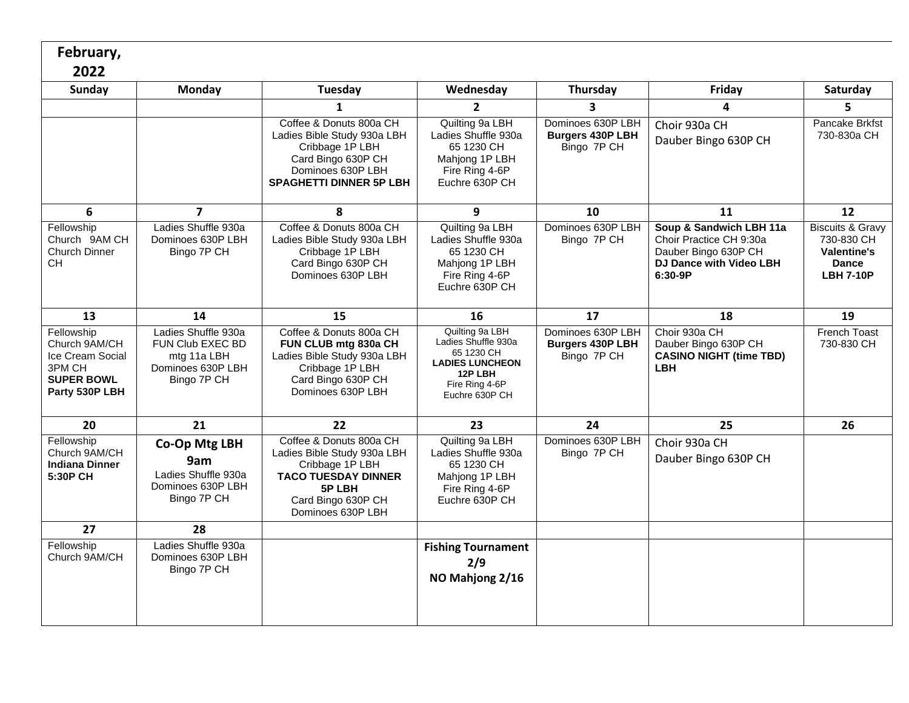# February, 2022

| Sunday | Monday | Tuesday | Wednesday | Thursday | Friday | Saturday |
|---|---|---|---|---|---|---|
| | | 1 | 2 | 3 | 4 | 5 |
| | | Coffee & Donuts 800a CH<br>Ladies Bible Study 930a LBH<br>Cribbage 1P LBH<br>Card Bingo 630P CH<br>Dominoes 630P LBH<br>**SPAGHETTI DINNER 5P LBH** | Quilting 9a LBH<br>Ladies Shuffle 930a<br>65 1230 CH<br>Mahjong 1P LBH<br>Fire Ring 4-6P<br>Euchre 630P CH | Dominoes 630P LBH<br>**Burgers 430P LBH**<br>Bingo 7P CH | Choir 930a CH<br>Dauber Bingo 630P CH | Pancake Brkfst 730-830a CH |
| 6 | 7 | 8 | 9 | 10 | 11 | 12 |
| Fellowship Church 9AM CH<br>Church Dinner CH | Ladies Shuffle 930a<br>Dominoes 630P LBH<br>Bingo 7P CH | Coffee & Donuts 800a CH<br>Ladies Bible Study 930a LBH<br>Cribbage 1P LBH<br>Card Bingo 630P CH<br>Dominoes 630P LBH | Quilting 9a LBH<br>Ladies Shuffle 930a<br>65 1230 CH<br>Mahjong 1P LBH<br>Fire Ring 4-6P<br>Euchre 630P CH | Dominoes 630P LBH<br>Bingo 7P CH | **Soup & Sandwich LBH 11a**<br>Choir Practice CH 9:30a<br>Dauber Bingo 630P CH<br>**DJ Dance with Video LBH 6:30-9P** | Biscuits & Gravy 730-830 CH<br>**Valentine's Dance LBH 7-10P** |
| 13 | 14 | 15 | 16 | 17 | 18 | 19 |
| Fellowship Church 9AM/CH<br>Ice Cream Social 3PM CH<br>**SUPER BOWL Party 530P LBH** | Ladies Shuffle 930a<br>FUN Club EXEC BD mtg 11a LBH<br>Dominoes 630P LBH<br>Bingo 7P CH | Coffee & Donuts 800a CH<br>**FUN CLUB mtg 830a CH**<br>Ladies Bible Study 930a LBH<br>Cribbage 1P LBH<br>Card Bingo 630P CH<br>Dominoes 630P LBH | Quilting 9a LBH<br>Ladies Shuffle 930a<br>65 1230 CH<br>**LADIES LUNCHEON 12P LBH**<br>Fire Ring 4-6P<br>Euchre 630P CH | Dominoes 630P LBH<br>**Burgers 430P LBH**<br>Bingo 7P CH | Choir 930a CH<br>Dauber Bingo 630P CH<br>**CASINO NIGHT (time TBD) LBH** | French Toast 730-830 CH |
| 20 | 21 | 22 | 23 | 24 | 25 | 26 |
| Fellowship Church 9AM/CH<br>**Indiana Dinner 5:30P CH** | **Co-Op Mtg LBH 9am**<br>Ladies Shuffle 930a<br>Dominoes 630P LBH<br>Bingo 7P CH | Coffee & Donuts 800a CH<br>Ladies Bible Study 930a LBH<br>Cribbage 1P LBH<br>**TACO TUESDAY DINNER 5P LBH**<br>Card Bingo 630P CH<br>Dominoes 630P LBH | Quilting 9a LBH<br>Ladies Shuffle 930a<br>65 1230 CH<br>Mahjong 1P LBH<br>Fire Ring 4-6P<br>Euchre 630P CH | Dominoes 630P LBH<br>Bingo 7P CH | Choir 930a CH<br>Dauber Bingo 630P CH | |
| 27 | 28 | | | | | |
| Fellowship Church 9AM/CH | Ladies Shuffle 930a<br>Dominoes 630P LBH<br>Bingo 7P CH | | **Fishing Tournament 2/9**<br>**NO Mahjong 2/16** | | | |